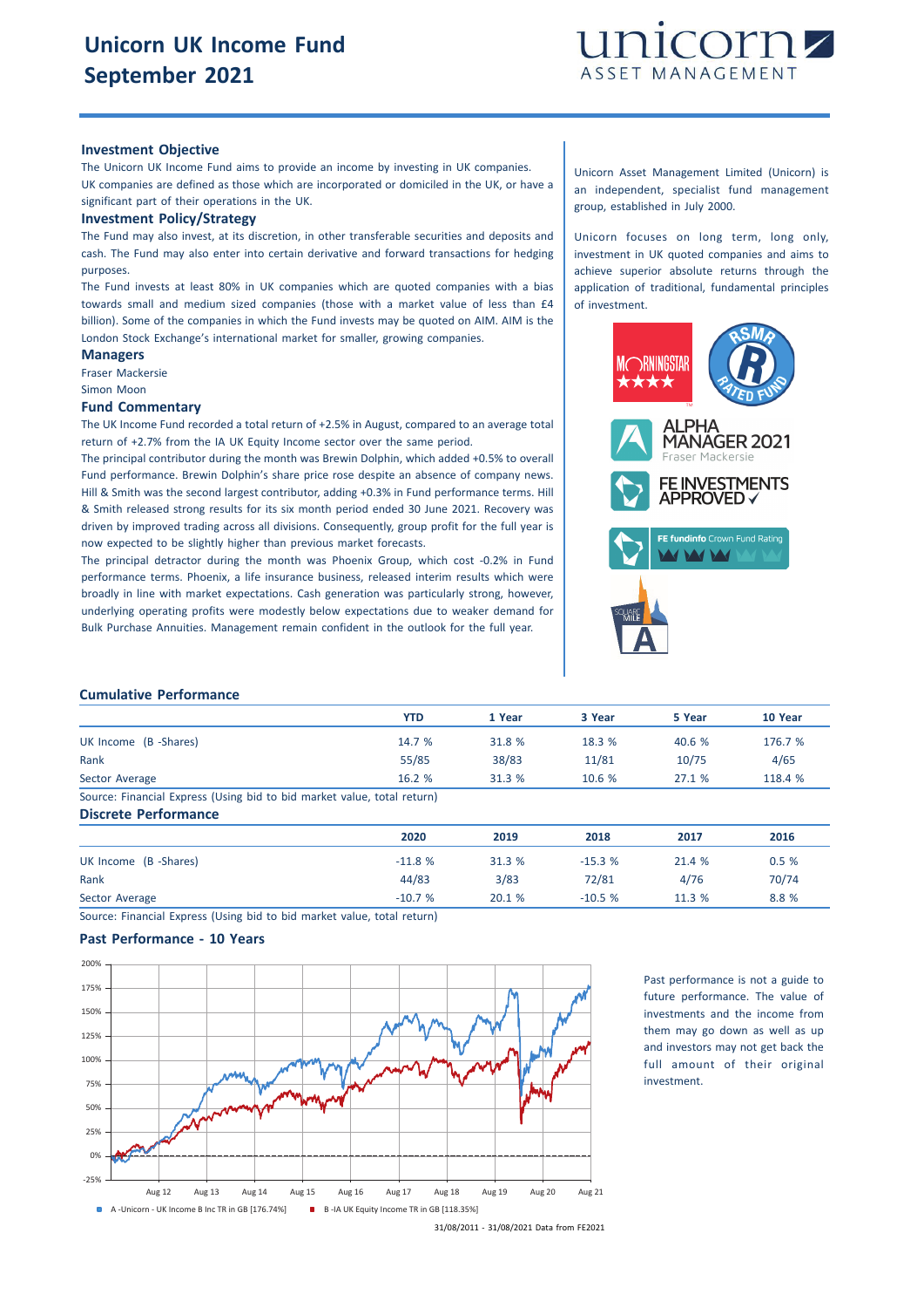# Unicorn UK Income Fund
# September 2021

## Investment Objective

The Unicorn UK Income Fund aims to provide an income by investing in UK companies.

UK companies are defined as those which are incorporated or domiciled in the UK, or have a significant part of their operations in the UK.

## Investment Policy/Strategy

The Fund may also invest, at its discretion, in other transferable securities and deposits and cash. The Fund may also enter into certain derivative and forward transactions for hedging purposes.

The Fund invests at least 80% in UK companies which are quoted companies with a bias towards small and medium sized companies (those with a market value of less than £4 billion). Some of the companies in which the Fund invests may be quoted on AIM. AIM is the London Stock Exchange's international market for smaller, growing companies.

## Managers

Fraser Mackersie

Simon Moon

## Fund Commentary

The UK Income Fund recorded a total return of +2.5% in August, compared to an average total return of +2.7% from the IA UK Equity Income sector over the same period.

The principal contributor during the month was Brewin Dolphin, which added +0.5% to overall Fund performance. Brewin Dolphin's share price rose despite an absence of company news. Hill & Smith was the second largest contributor, adding +0.3% in Fund performance terms. Hill & Smith released strong results for its six month period ended 30 June 2021. Recovery was driven by improved trading across all divisions. Consequently, group profit for the full year is now expected to be slightly higher than previous market forecasts.

The principal detractor during the month was Phoenix Group, which cost -0.2% in Fund performance terms. Phoenix, a life insurance business, released interim results which were broadly in line with market expectations. Cash generation was particularly strong, however, underlying operating profits were modestly below expectations due to weaker demand for Bulk Purchase Annuities. Management remain confident in the outlook for the full year.

Unicorn Asset Management Limited (Unicorn) is an independent, specialist fund management group, established in July 2000.

Unicorn focuses on long term, long only, investment in UK quoted companies and aims to achieve superior absolute returns through the application of traditional, fundamental principles of investment.

## Cumulative Performance

| | YTD | 1 Year | 3 Year | 5 Year | 10 Year |
|---|---|---|---|---|---|
| UK Income (B -Shares) | 14.7 % | 31.8 % | 18.3 % | 40.6 % | 176.7 % |
| Rank | 55/85 | 38/83 | 11/81 | 10/75 | 4/65 |
| Sector Average | 16.2 % | 31.3 % | 10.6 % | 27.1 % | 118.4 % |

Source: Financial Express (Using bid to bid market value, total return)

## Discrete Performance

| | 2020 | 2019 | 2018 | 2017 | 2016 |
|---|---|---|---|---|---|
| UK Income (B -Shares) | -11.8 % | 31.3 % | -15.3 % | 21.4 % | 0.5 % |
| Rank | 44/83 | 3/83 | 72/81 | 4/76 | 70/74 |
| Sector Average | -10.7 % | 20.1 % | -10.5 % | 11.3 % | 8.8 % |

Source: Financial Express (Using bid to bid market value, total return)

## Past Performance - 10 Years

A -Unicorn - UK Income B Inc TR in GB [176.74%]   B -IA UK Equity Income TR in GB [118.35%]

31/08/2011 - 31/08/2021 Data from FE2021

Past performance is not a guide to future performance. The value of investments and the income from them may go down as well as up and investors may not get back the full amount of their original investment.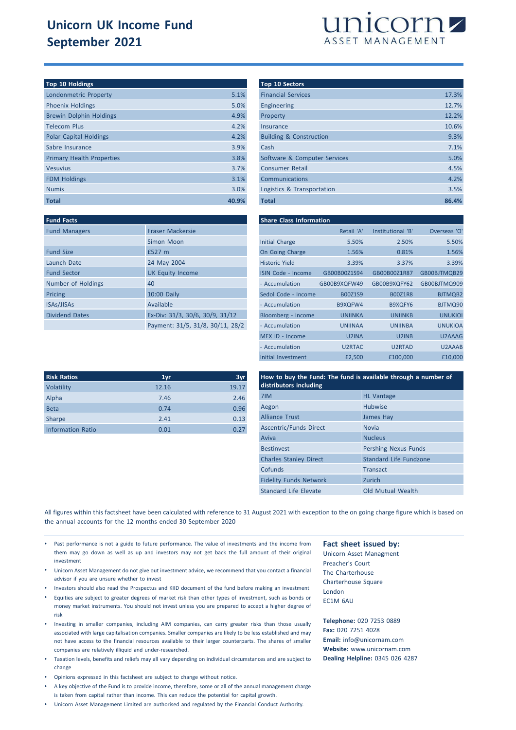# Unicorn UK Income Fund
# September 2021

unicorn ASSET MANAGEMENT

| Top 10 Holdings | |
|---|---|
| Londonmetric Property | 5.1% |
| Phoenix Holdings | 5.0% |
| Brewin Dolphin Holdings | 4.9% |
| Telecom Plus | 4.2% |
| Polar Capital Holdings | 4.2% |
| Sabre Insurance | 3.9% |
| Primary Health Properties | 3.8% |
| Vesuvius | 3.7% |
| FDM Holdings | 3.1% |
| Numis | 3.0% |
| **Total** | **40.9%** |

| Top 10 Sectors | |
|---|---|
| Financial Services | 17.3% |
| Engineering | 12.7% |
| Property | 12.2% |
| Insurance | 10.6% |
| Building & Construction | 9.3% |
| Cash | 7.1% |
| Software & Computer Services | 5.0% |
| Consumer Retail | 4.5% |
| Communications | 4.2% |
| Logistics & Transportation | 3.5% |
| **Total** | **86.4%** |

| Fund Facts | |
|---|---|
| Fund Managers | Fraser Mackersie |
| | Simon Moon |
| Fund Size | £527 m |
| Launch Date | 24 May 2004 |
| Fund Sector | UK Equity Income |
| Number of Holdings | 40 |
| Pricing | 10:00 Daily |
| ISAs/JISAs | Available |
| Dividend Dates | Ex-Div: 31/3, 30/6, 30/9, 31/12 |
| | Payment: 31/5, 31/8, 30/11, 28/2 |

| Share Class Information | Retail 'A' | Institutional 'B' | Overseas 'O' |
|---|---|---|---|
| Initial Charge | 5.50% | 2.50% | 5.50% |
| On Going Charge | 1.56% | 0.81% | 1.56% |
| Historic Yield | 3.39% | 3.37% | 3.39% |
| ISIN Code - Income | GB00B00Z1S94 | GB00B00Z1R87 | GB00BJTMQB29 |
| - Accumulation | GB00B9XQFW49 | GB00B9XQFY62 | GB00BJTMQ909 |
| Sedol Code - Income | B00Z1S9 | B00Z1R8 | BJTMQB2 |
| - Accumulation | B9XQFW4 | B9XQFY6 | BJTMQ90 |
| Bloomberg - Income | UNIINKA | UNIINKB | UNUKIOI |
| - Accumulation | UNIINAA | UNIINBA | UNUKIOA |
| MEX ID - Income | U2INA | U2INB | U2AAAG |
| - Accumulation | U2RTAC | U2RTAD | U2AAAB |
| Initial Investment | £2,500 | £100,000 | £10,000 |

| Risk Ratios | 1yr | 3yr |
|---|---|---|
| Volatility | 12.16 | 19.17 |
| Alpha | 7.46 | 2.46 |
| Beta | 0.74 | 0.96 |
| Sharpe | 2.41 | 0.13 |
| Information Ratio | 0.01 | 0.27 |

| How to buy the Fund: The fund is available through a number of distributors including | |
|---|---|
| 7IM | HL Vantage |
| Aegon | Hubwise |
| Alliance Trust | James Hay |
| Ascentric/Funds Direct | Novia |
| Aviva | Nucleus |
| Bestinvest | Pershing Nexus Funds |
| Charles Stanley Direct | Standard Life Fundzone |
| Cofunds | Transact |
| Fidelity Funds Network | Zurich |
| Standard Life Elevate | Old Mutual Wealth |

All figures within this factsheet have been calculated with reference to 31 August 2021 with exception to the on going charge figure which is based on the annual accounts for the 12 months ended 30 September 2020

- Past performance is not a guide to future performance. The value of investments and the income from them may go down as well as up and investors may not get back the full amount of their original investment
- Unicorn Asset Management do not give out investment advice, we recommend that you contact a financial advisor if you are unsure whether to invest
- Investors should also read the Prospectus and KIID document of the fund before making an investment
- Equities are subject to greater degrees of market risk than other types of investment, such as bonds or money market instruments. You should not invest unless you are prepared to accept a higher degree of risk
- Investing in smaller companies, including AIM companies, can carry greater risks than those usually associated with large capitalisation companies. Smaller companies are likely to be less established and may not have access to the financial resources available to their larger counterparts. The shares of smaller companies are relatively illiquid and under-researched.
- Taxation levels, benefits and reliefs may all vary depending on individual circumstances and are subject to change
- Opinions expressed in this factsheet are subject to change without notice.
- A key objective of the Fund is to provide income, therefore, some or all of the annual management charge is taken from capital rather than income. This can reduce the potential for capital growth.
- Unicorn Asset Management Limited are authorised and regulated by the Financial Conduct Authority.

**Fact sheet issued by:**

Unicorn Asset Managment
Preacher's Court
The Charterhouse
Charterhouse Square
London
EC1M 6AU

**Telephone:** 020 7253 0889
**Fax:** 020 7251 4028
**Email:** info@unicornam.com
**Website:** www.unicornam.com
**Dealing Helpline:** 0345 026 4287